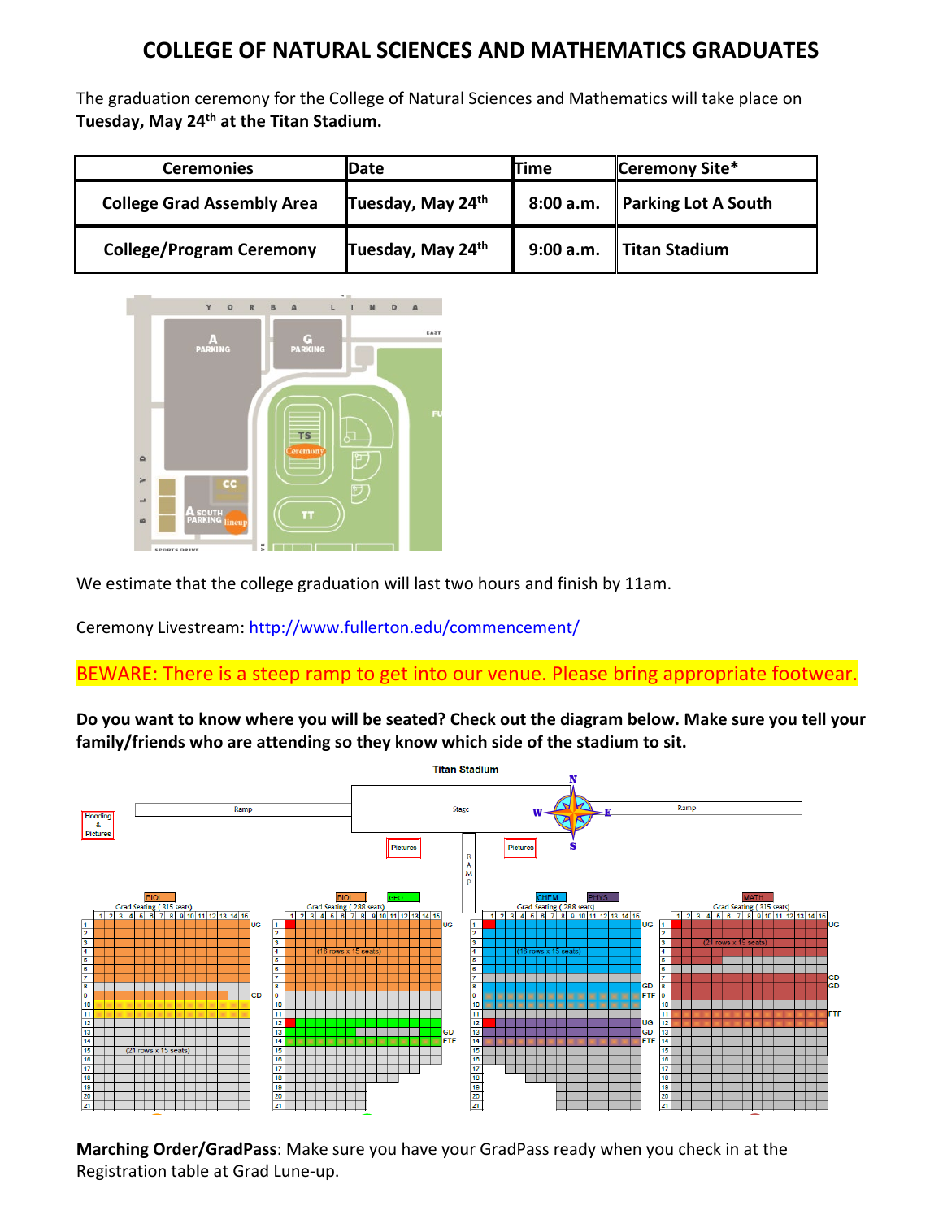# COLLEGE OF NATURAL SCIENCES AND MATHEMATICS GRADUATES

The graduation ceremony for the College of Natural Sciences and Mathematics will take place on **Tuesday, May 24th at the Titan Stadium.**

| Ceremonies | Date | Time | Ceremony Site* |
|---|---|---|---|
| College Grad Assembly Area | Tuesday, May 24th | 8:00 a.m. | Parking Lot A South |
| College/Program Ceremony | Tuesday, May 24th | 9:00 a.m. | Titan Stadium |

We estimate that the college graduation will last two hours and finish by 11am.

Ceremony Livestream: http://www.fullerton.edu/commencement/

BEWARE: There is a steep ramp to get into our venue. Please bring appropriate footwear.

**Do you want to know where you will be seated? Check out the diagram below. Make sure you tell your family/friends who are attending so they know which side of the stadium to sit.**

**Marching Order/GradPass**: Make sure you have your GradPass ready when you check in at the Registration table at Grad Lune-up.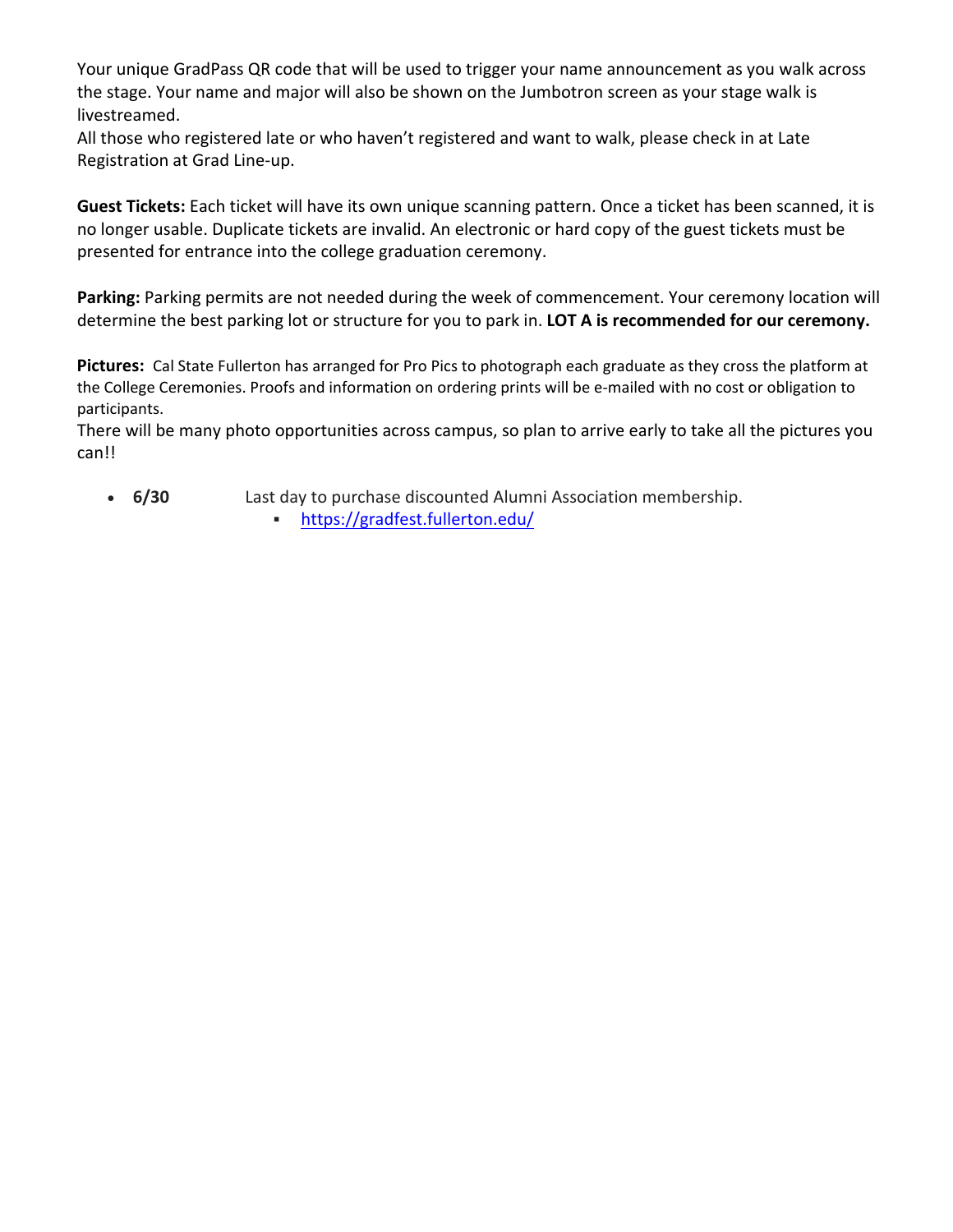Your unique GradPass QR code that will be used to trigger your name announcement as you walk across the stage. Your name and major will also be shown on the Jumbotron screen as your stage walk is livestreamed.
All those who registered late or who haven't registered and want to walk, please check in at Late Registration at Grad Line-up.

**Guest Tickets:** Each ticket will have its own unique scanning pattern. Once a ticket has been scanned, it is no longer usable. Duplicate tickets are invalid. An electronic or hard copy of the guest tickets must be presented for entrance into the college graduation ceremony.

**Parking:** Parking permits are not needed during the week of commencement. Your ceremony location will determine the best parking lot or structure for you to park in. **LOT A is recommended for our ceremony.**

**Pictures:** Cal State Fullerton has arranged for Pro Pics to photograph each graduate as they cross the platform at the College Ceremonies. Proofs and information on ordering prints will be e-mailed with no cost or obligation to participants.
There will be many photo opportunities across campus, so plan to arrive early to take all the pictures you can!!

- **6/30** Last day to purchase discounted Alumni Association membership.
    - https://gradfest.fullerton.edu/